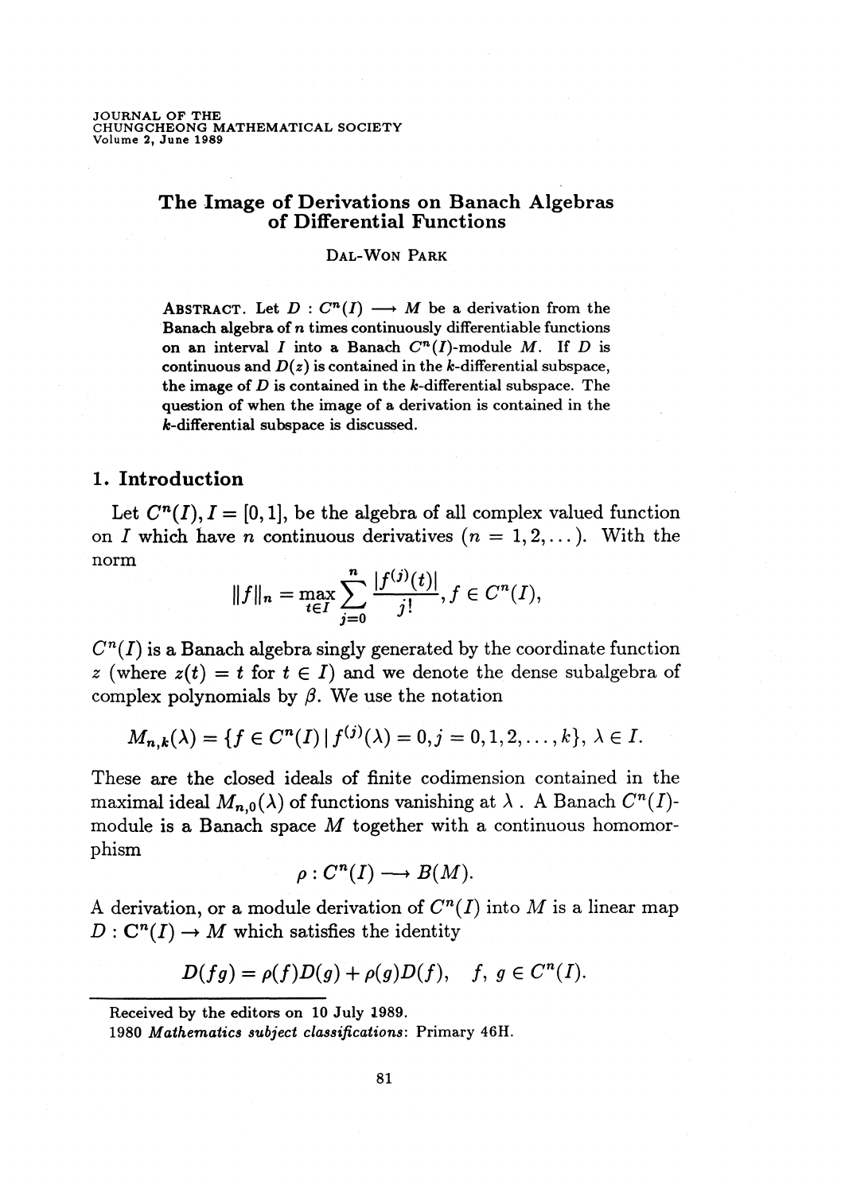# The Image of Derivations on Banach Algebras of Differential Functions

DAL-WON PARK

ABSTRACT. Let $D : C^n(I) \longrightarrow M$ be a derivation from the Banach algebra of $n$ times continuously differentiable functions on an interval $I$ into a Banach $C^n(I)$-module $M$. If $D$ is continuous and $D(z)$ is contained in the $k$-differential subspace, the image of $D$ is contained in the $k$-differential subspace. The question of when the image of a derivation is contained in the $k$-differential subspace is discussed.

## 1. Introduction

Let $C^n(I), I = [0,1]$, be the algebra of all complex valued function on $I$ which have $n$ continuous derivatives ($n = 1, 2, \dots$). With the norm

$$\|f\|_n = \max_{t \in I} \sum_{j=0}^{n} \frac{|f^{(j)}(t)|}{j!}, f \in C^n(I),$$

$C^n(I)$ is a Banach algebra singly generated by the coordinate function $z$ (where $z(t) = t$ for $t \in I$) and we denote the dense subalgebra of complex polynomials by $\beta$. We use the notation

$$M_{n,k}(\lambda) = \{f \in C^n(I) \mid f^{(j)}(\lambda) = 0, j = 0, 1, 2, \dots, k\}, \lambda \in I.$$

These are the closed ideals of finite codimension contained in the maximal ideal $M_{n,0}(\lambda)$ of functions vanishing at $\lambda$ . A Banach $C^n(I)$-module is a Banach space $M$ together with a continuous homomorphism

$$\rho : C^n(I) \longrightarrow B(M).$$

A derivation, or a module derivation of $C^n(I)$ into $M$ is a linear map $D : \mathbf{C}^n(I) \to M$ which satisfies the identity

$$D(fg) = \rho(f)D(g) + \rho(g)D(f), \quad f, g \in C^n(I).$$

Received by the editors on 10 July 1989.

1980 *Mathematics subject classifications*: Primary 46H.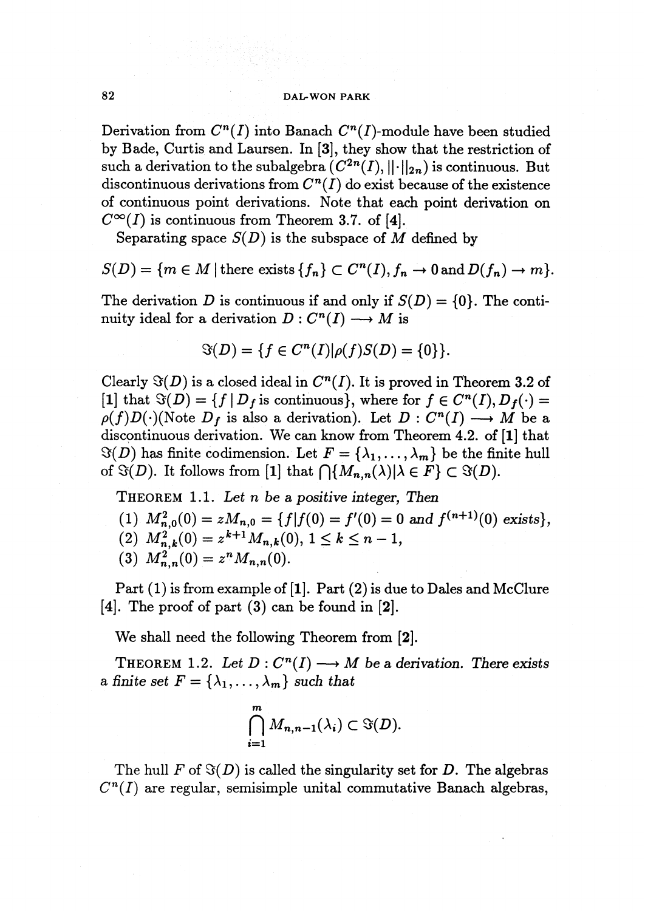Derivation from $C^n(I)$ into Banach $C^n(I)$-module have been studied by Bade, Curtis and Laursen. In [3], they show that the restriction of such a derivation to the subalgebra $(C^{2n}(I), ||\cdot||_{2n})$ is continuous. But discontinuous derivations from $C^n(I)$ do exist because of the existence of continuous point derivations. Note that each point derivation on $C^\infty(I)$ is continuous from Theorem 3.7. of [4].

Separating space $S(D)$ is the subspace of $M$ defined by

$$S(D) = \{m \in M \mid \text{there exists } \{f_n\} \subset C^n(I), f_n \to 0 \text{ and } D(f_n) \to m\}.$$

The derivation $D$ is continuous if and only if $S(D) = \{0\}$. The continuity ideal for a derivation $D : C^n(I) \longrightarrow M$ is

$$\Im(D) = \{f \in C^n(I) | \rho(f)S(D) = \{0\}\}.$$

Clearly $\Im(D)$ is a closed ideal in $C^n(I)$. It is proved in Theorem 3.2 of [1] that $\Im(D) = \{f \mid D_f \text{ is continuous}\}$, where for $f \in C^n(I), D_f(\cdot) = \rho(f)D(\cdot)$(Note $D_f$ is also a derivation). Let $D : C^n(I) \longrightarrow M$ be a discontinuous derivation. We can know from Theorem 4.2. of [1] that $\Im(D)$ has finite codimension. Let $F = \{\lambda_1, \ldots, \lambda_m\}$ be the finite hull of $\Im(D)$. It follows from [1] that $\bigcap\{M_{n,n}(\lambda) | \lambda \in F\} \subset \Im(D)$.

THEOREM 1.1. *Let $n$ be a positive integer, Then*

(1) $M_{n,0}^2(0) = zM_{n,0} = \{f | f(0) = f'(0) = 0$ *and* $f^{(n+1)}(0)$ *exists*$\}$,
(2) $M_{n,k}^2(0) = z^{k+1}M_{n,k}(0),\ 1 \le k \le n-1$,
(3) $M_{n,n}^2(0) = z^n M_{n,n}(0)$.

Part (1) is from example of [1]. Part (2) is due to Dales and McClure [4]. The proof of part (3) can be found in [2].

We shall need the following Theorem from [2].

THEOREM 1.2. *Let $D : C^n(I) \longrightarrow M$ be a derivation. There exists a finite set $F = \{\lambda_1, \ldots, \lambda_m\}$ such that*

$$\bigcap_{i=1}^{m} M_{n,n-1}(\lambda_i) \subset \Im(D).$$

The hull $F$ of $\Im(D)$ is called the singularity set for $D$. The algebras $C^n(I)$ are regular, semisimple unital commutative Banach algebras,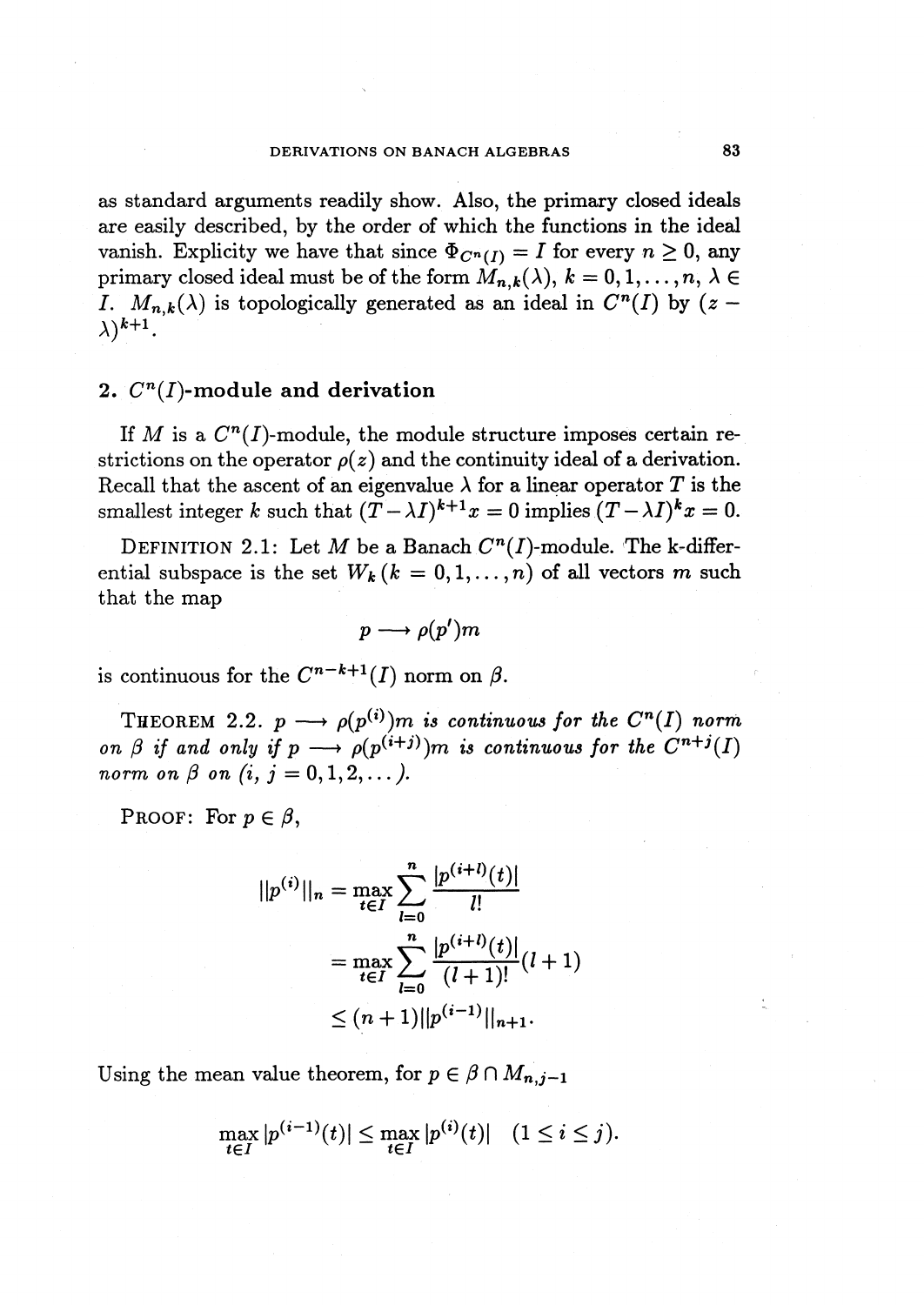as standard arguments readily show. Also, the primary closed ideals are easily described, by the order of which the functions in the ideal vanish. Explicity we have that since $\Phi_{C^n(I)} = I$ for every $n \geq 0$, any primary closed ideal must be of the form $M_{n,k}(\lambda)$, $k = 0, 1, \ldots, n$, $\lambda \in I$. $M_{n,k}(\lambda)$ is topologically generated as an ideal in $C^n(I)$ by $(z - \lambda)^{k+1}$.

## 2. $C^n(I)$-module and derivation

If $M$ is a $C^n(I)$-module, the module structure imposes certain restrictions on the operator $\rho(z)$ and the continuity ideal of a derivation. Recall that the ascent of an eigenvalue $\lambda$ for a linear operator $T$ is the smallest integer $k$ such that $(T - \lambda I)^{k+1}x = 0$ implies $(T - \lambda I)^k x = 0$.

DEFINITION 2.1: Let $M$ be a Banach $C^n(I)$-module. The k-differential subspace is the set $W_k$ $(k = 0, 1, \ldots, n)$ of all vectors $m$ such that the map

$$p \longrightarrow \rho(p')m$$

is continuous for the $C^{n-k+1}(I)$ norm on $\beta$.

THEOREM 2.2. *$p \longrightarrow \rho(p^{(i)})m$ is continuous for the $C^n(I)$ norm on $\beta$ if and only if $p \longrightarrow \rho(p^{(i+j)})m$ is continuous for the $C^{n+j}(I)$ norm on $\beta$ on $(i, j = 0, 1, 2, \ldots)$.*

PROOF: For $p \in \beta$,

$$\begin{aligned}
||p^{(i)}||_n &= \max_{t \in I} \sum_{l=0}^{n} \frac{|p^{(i+l)}(t)|}{l!} \\
&= \max_{t \in I} \sum_{l=0}^{n} \frac{|p^{(i+l)}(t)|}{(l+1)!}(l+1) \\
&\leq (n+1)||p^{(i-1)}||_{n+1}.
\end{aligned}$$

Using the mean value theorem, for $p \in \beta \cap M_{n,j-1}$

$$\max_{t \in I} |p^{(i-1)}(t)| \leq \max_{t \in I} |p^{(i)}(t)| \quad (1 \leq i \leq j).$$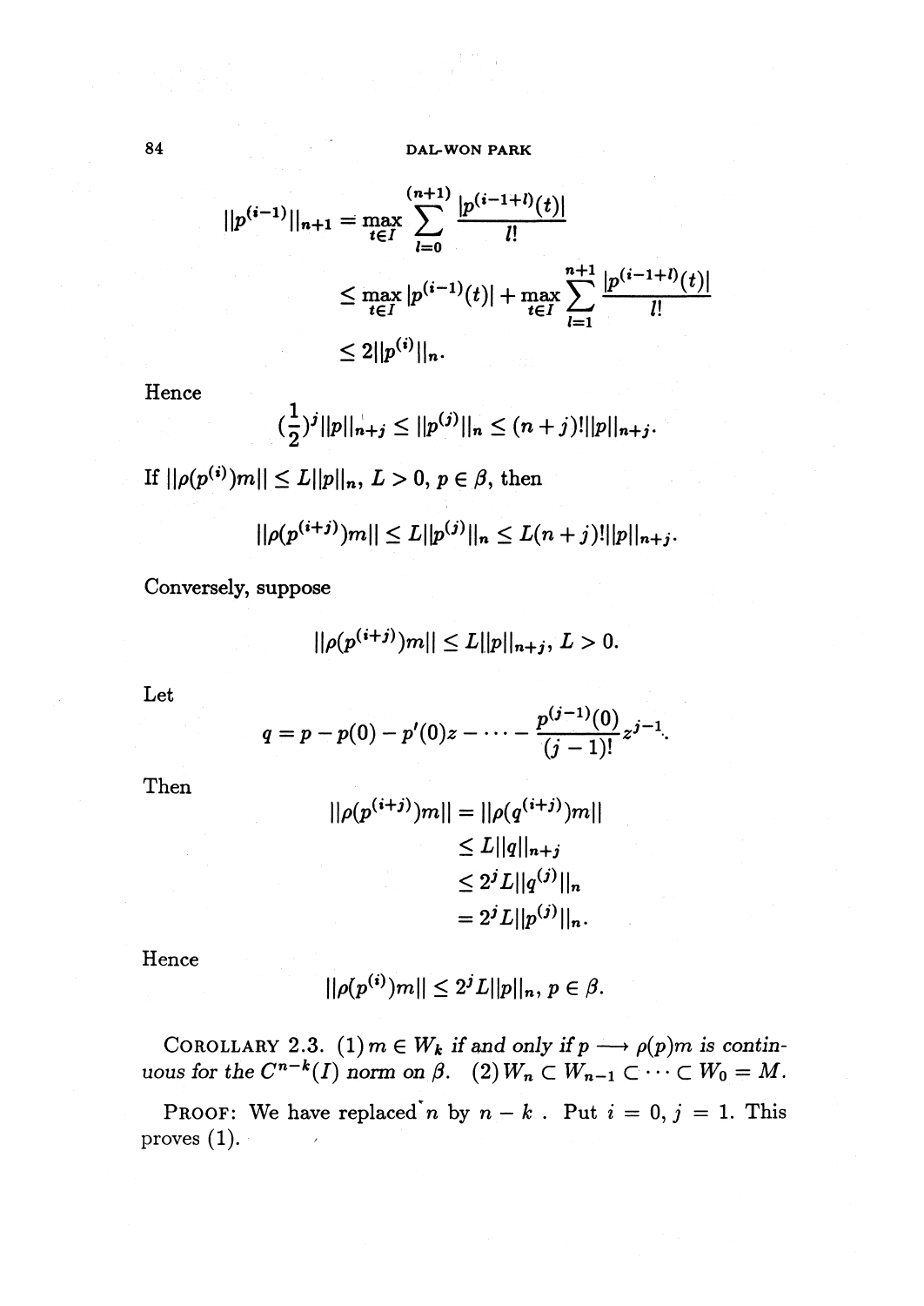$$||p^{(i-1)}||_{n+1} = \max_{t \in I} \sum_{l=0}^{(n+1)} \frac{|p^{(i-1+l)}(t)|}{l!}$$

$$\leq \max_{t \in I} |p^{(i-1)}(t)| + \max_{t \in I} \sum_{l=1}^{n+1} \frac{|p^{(i-1+l)}(t)|}{l!}$$

$$\leq 2||p^{(i)}||_n.$$

Hence

$$(\frac{1}{2})^j ||p||_{n+j} \leq ||p^{(j)}||_n \leq (n+j)!||p||_{n+j}.$$

If $||\rho(p^{(i)})m|| \leq L||p||_n$, $L > 0$, $p \in \beta$, then

$$||\rho(p^{(i+j)})m|| \leq L||p^{(j)}||_n \leq L(n+j)!||p||_{n+j}.$$

Conversely, suppose

$$||\rho(p^{(i+j)})m|| \leq L||p||_{n+j},\ L > 0.$$

Let

$$q = p - p(0) - p'(0)z - \cdots - \frac{p^{(j-1)}(0)}{(j-1)!}z^{j-1}.$$

Then

$$||\rho(p^{(i+j)})m|| = ||\rho(q^{(i+j)})m||$$

$$\leq L||q||_{n+j}$$

$$\leq 2^j L||q^{(j)}||_n$$

$$= 2^j L||p^{(j)}||_n.$$

Hence

$$||\rho(p^{(i)})m|| \leq 2^j L||p||_n,\ p \in \beta.$$

COROLLARY 2.3. *(1) $m \in W_k$ if and only if $p \longrightarrow \rho(p)m$ is continuous for the $C^{n-k}(I)$ norm on $\beta$. (2) $W_n \subset W_{n-1} \subset \cdots \subset W_0 = M$.*

PROOF: We have replaced $n$ by $n-k$. Put $i = 0, j = 1$. This proves (1).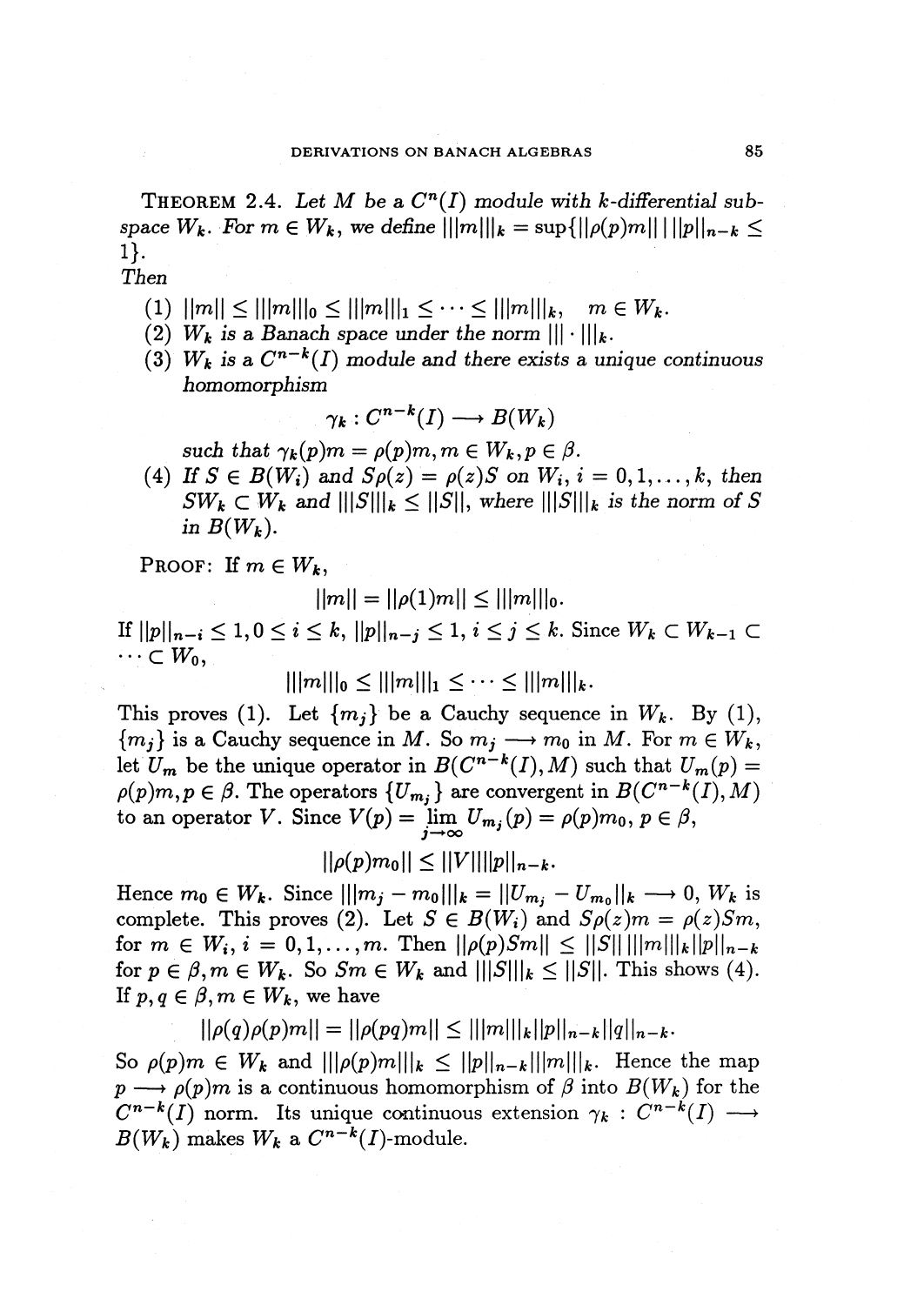**THEOREM 2.4.** *Let $M$ be a $C^n(I)$ module with $k$-differential subspace $W_k$. For $m \in W_k$, we define $|||m|||_k = \sup\{||\rho(p)m|| \mid ||p||_{n-k} \leq 1\}$.*

*Then*

(1) $||m|| \leq |||m|||_0 \leq |||m|||_1 \leq \cdots \leq |||m|||_k, \quad m \in W_k$.

(2) *$W_k$ is a Banach space under the norm $||| \cdot |||_k$.*

(3) *$W_k$ is a $C^{n-k}(I)$ module and there exists a unique continuous homomorphism*

$$\gamma_k : C^{n-k}(I) \longrightarrow B(W_k)$$

*such that $\gamma_k(p)m = \rho(p)m, m \in W_k, p \in \beta$.*

(4) *If $S \in B(W_i)$ and $S\rho(z) = \rho(z)S$ on $W_i$, $i = 0, 1, \ldots, k$, then $SW_k \subset W_k$ and $|||S|||_k \leq ||S||$, where $|||S|||_k$ is the norm of $S$ in $B(W_k)$.*

PROOF: If $m \in W_k$,

$$||m|| = ||\rho(1)m|| \leq |||m|||_0.$$

If $||p||_{n-i} \leq 1, 0 \leq i \leq k$, $||p||_{n-j} \leq 1$, $i \leq j \leq k$. Since $W_k \subset W_{k-1} \subset \cdots \subset W_0$,

$$|||m|||_0 \leq |||m|||_1 \leq \cdots \leq |||m|||_k.$$

This proves (1). Let $\{m_j\}$ be a Cauchy sequence in $W_k$. By (1), $\{m_j\}$ is a Cauchy sequence in $M$. So $m_j \longrightarrow m_0$ in $M$. For $m \in W_k$, let $U_m$ be the unique operator in $B(C^{n-k}(I), M)$ such that $U_m(p) = \rho(p)m, p \in \beta$. The operators $\{U_{m_j}\}$ are convergent in $B(C^{n-k}(I), M)$ to an operator $V$. Since $V(p) = \lim_{j \to \infty} U_{m_j}(p) = \rho(p)m_0$, $p \in \beta$,

$$||\rho(p)m_0|| \leq ||V|| ||p||_{n-k}.$$

Hence $m_0 \in W_k$. Since $|||m_j - m_0|||_k = ||U_{m_j} - U_{m_0}||_k \longrightarrow 0$, $W_k$ is complete. This proves (2). Let $S \in B(W_i)$ and $S\rho(z)m = \rho(z)Sm$, for $m \in W_i$, $i = 0, 1, \ldots, m$. Then $||\rho(p)Sm|| \leq ||S|| \, |||m|||_k ||p||_{n-k}$ for $p \in \beta, m \in W_k$. So $Sm \in W_k$ and $|||S|||_k \leq ||S||$. This shows (4). If $p, q \in \beta, m \in W_k$, we have

$$||\rho(q)\rho(p)m|| = ||\rho(pq)m|| \leq |||m|||_k ||p||_{n-k} ||q||_{n-k}.$$

So $\rho(p)m \in W_k$ and $|||\rho(p)m|||_k \leq ||p||_{n-k} |||m|||_k$. Hence the map $p \longrightarrow \rho(p)m$ is a continuous homomorphism of $\beta$ into $B(W_k)$ for the $C^{n-k}(I)$ norm. Its unique continuous extension $\gamma_k : C^{n-k}(I) \longrightarrow B(W_k)$ makes $W_k$ a $C^{n-k}(I)$-module.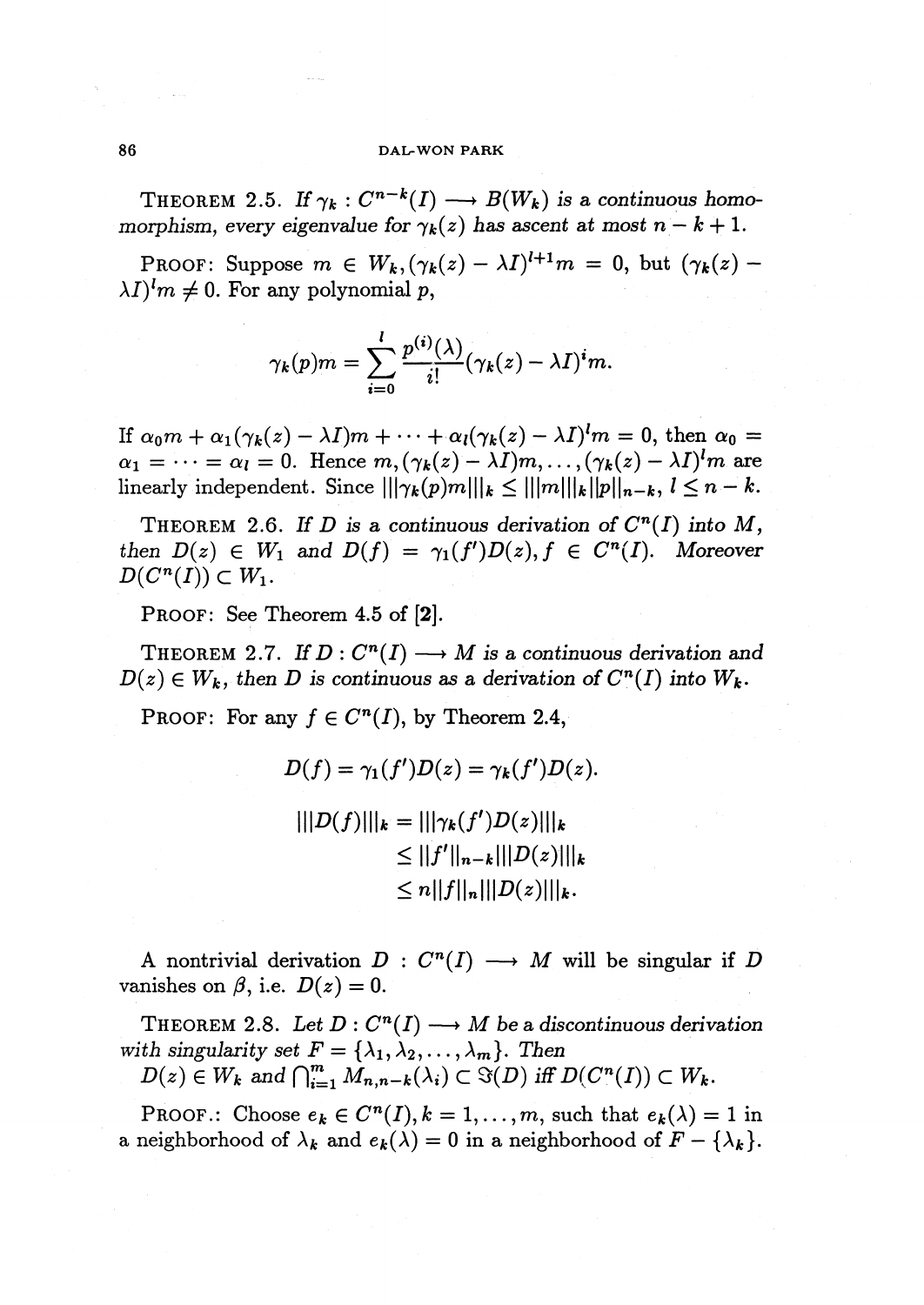**THEOREM 2.5.** *If $\gamma_k : C^{n-k}(I) \longrightarrow B(W_k)$ is a continuous homomorphism, every eigenvalue for $\gamma_k(z)$ has ascent at most $n-k+1$.*

**PROOF:** Suppose $m \in W_k, (\gamma_k(z) - \lambda I)^{l+1}m = 0$, but $(\gamma_k(z) - \lambda I)^l m \neq 0$. For any polynomial $p$,

$$\gamma_k(p)m = \sum_{i=0}^{l} \frac{p^{(i)}(\lambda)}{i!}(\gamma_k(z) - \lambda I)^i m.$$

If $\alpha_0 m + \alpha_1(\gamma_k(z) - \lambda I)m + \cdots + \alpha_l(\gamma_k(z) - \lambda I)^l m = 0$, then $\alpha_0 = \alpha_1 = \cdots = \alpha_l = 0$. Hence $m, (\gamma_k(z) - \lambda I)m, \ldots, (\gamma_k(z) - \lambda I)^l m$ are linearly independent. Since $|||\gamma_k(p)m|||_k \leq |||m|||_k ||p||_{n-k}$, $l \leq n-k$.

**THEOREM 2.6.** *If $D$ is a continuous derivation of $C^n(I)$ into $M$, then $D(z) \in W_1$ and $D(f) = \gamma_1(f')D(z), f \in C^n(I)$. Moreover $D(C^n(I)) \subset W_1$.*

**PROOF:** See Theorem 4.5 of [**2**].

**THEOREM 2.7.** *If $D : C^n(I) \longrightarrow M$ is a continuous derivation and $D(z) \in W_k$, then $D$ is continuous as a derivation of $C^n(I)$ into $W_k$.*

**PROOF:** For any $f \in C^n(I)$, by Theorem 2.4,

$$D(f) = \gamma_1(f')D(z) = \gamma_k(f')D(z).$$

$$\begin{aligned} |||D(f)|||_k &= |||\gamma_k(f')D(z)|||_k \\ &\leq ||f'||_{n-k}|||D(z)|||_k \\ &\leq n||f||_n|||D(z)|||_k. \end{aligned}$$

A nontrivial derivation $D : C^n(I) \longrightarrow M$ will be singular if $D$ vanishes on $\beta$, i.e. $D(z) = 0$.

**THEOREM 2.8.** *Let $D : C^n(I) \longrightarrow M$ be a discontinuous derivation with singularity set $F = \{\lambda_1, \lambda_2, \ldots, \lambda_m\}$. Then*
*$D(z) \in W_k$ and $\bigcap_{i=1}^m M_{n,n-k}(\lambda_i) \subset \Im(D)$ iff $D(C^n(I)) \subset W_k$.*

**PROOF.:** Choose $e_k \in C^n(I), k = 1, \ldots, m$, such that $e_k(\lambda) = 1$ in a neighborhood of $\lambda_k$ and $e_k(\lambda) = 0$ in a neighborhood of $F - \{\lambda_k\}$.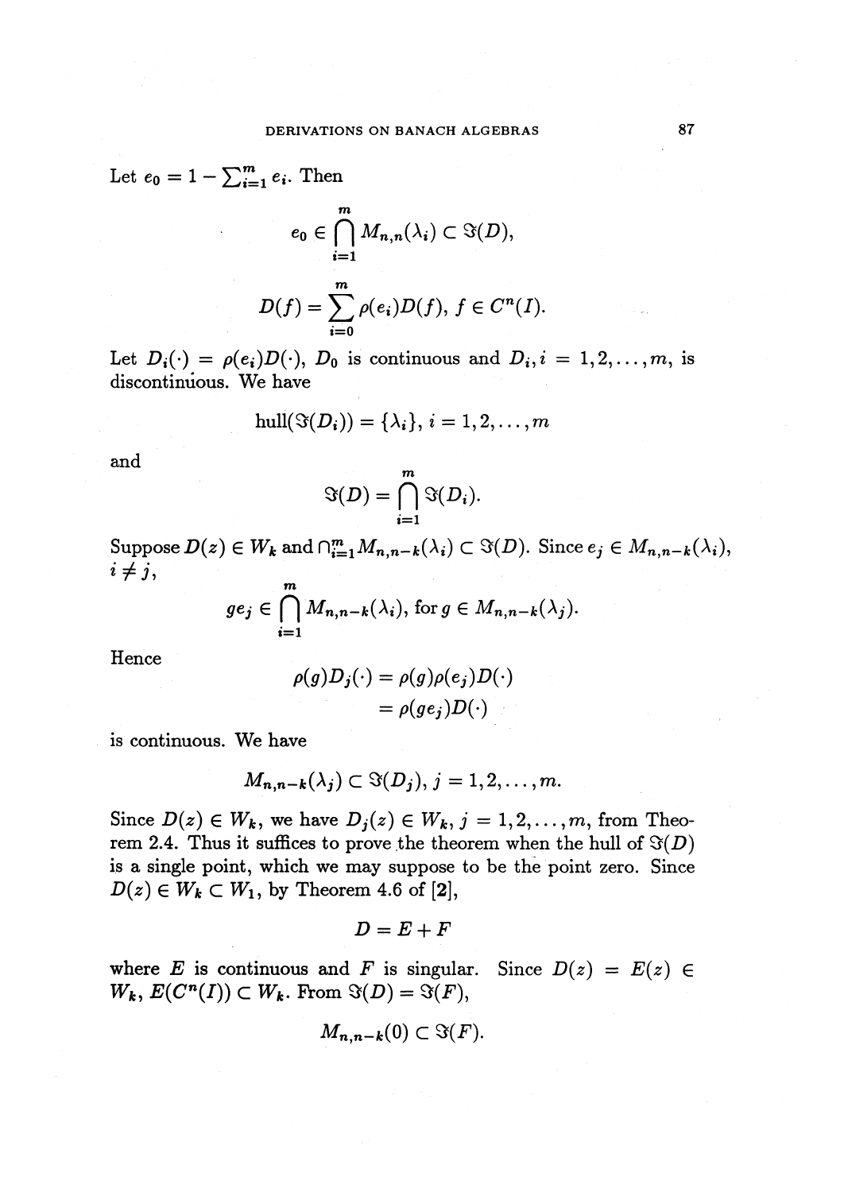Let $e_0 = 1 - \sum_{i=1}^m e_i$. Then

$$e_0 \in \bigcap_{i=1}^m M_{n,n}(\lambda_i) \subset \Im(D),$$

$$D(f) = \sum_{i=0}^m \rho(e_i) D(f),\ f \in C^n(I).$$

Let $D_i(\cdot) = \rho(e_i)D(\cdot)$, $D_0$ is continuous and $D_i, i = 1, 2, \ldots, m$, is discontinuous. We have

$$\operatorname{hull}(\Im(D_i)) = \{\lambda_i\},\ i = 1, 2, \ldots, m$$

and

$$\Im(D) = \bigcap_{i=1}^m \Im(D_i).$$

Suppose $D(z) \in W_k$ and $\cap_{i=1}^m M_{n,n-k}(\lambda_i) \subset \Im(D)$. Since $e_j \in M_{n,n-k}(\lambda_i)$, $i \neq j$,

$$g e_j \in \bigcap_{i=1}^m M_{n,n-k}(\lambda_i), \text{ for } g \in M_{n,n-k}(\lambda_j).$$

Hence

$$\begin{aligned} \rho(g) D_j(\cdot) &= \rho(g)\rho(e_j) D(\cdot) \\ &= \rho(g e_j) D(\cdot) \end{aligned}$$

is continuous. We have

$$M_{n,n-k}(\lambda_j) \subset \Im(D_j),\ j = 1, 2, \ldots, m.$$

Since $D(z) \in W_k$, we have $D_j(z) \in W_k$, $j = 1, 2, \ldots, m$, from Theorem 2.4. Thus it suffices to prove the theorem when the hull of $\Im(D)$ is a single point, which we may suppose to be the point zero. Since $D(z) \in W_k \subset W_1$, by Theorem 4.6 of [**2**],

$$D = E + F$$

where $E$ is continuous and $F$ is singular. Since $D(z) = E(z) \in W_k$, $E(C^n(I)) \subset W_k$. From $\Im(D) = \Im(F)$,

$$M_{n,n-k}(0) \subset \Im(F).$$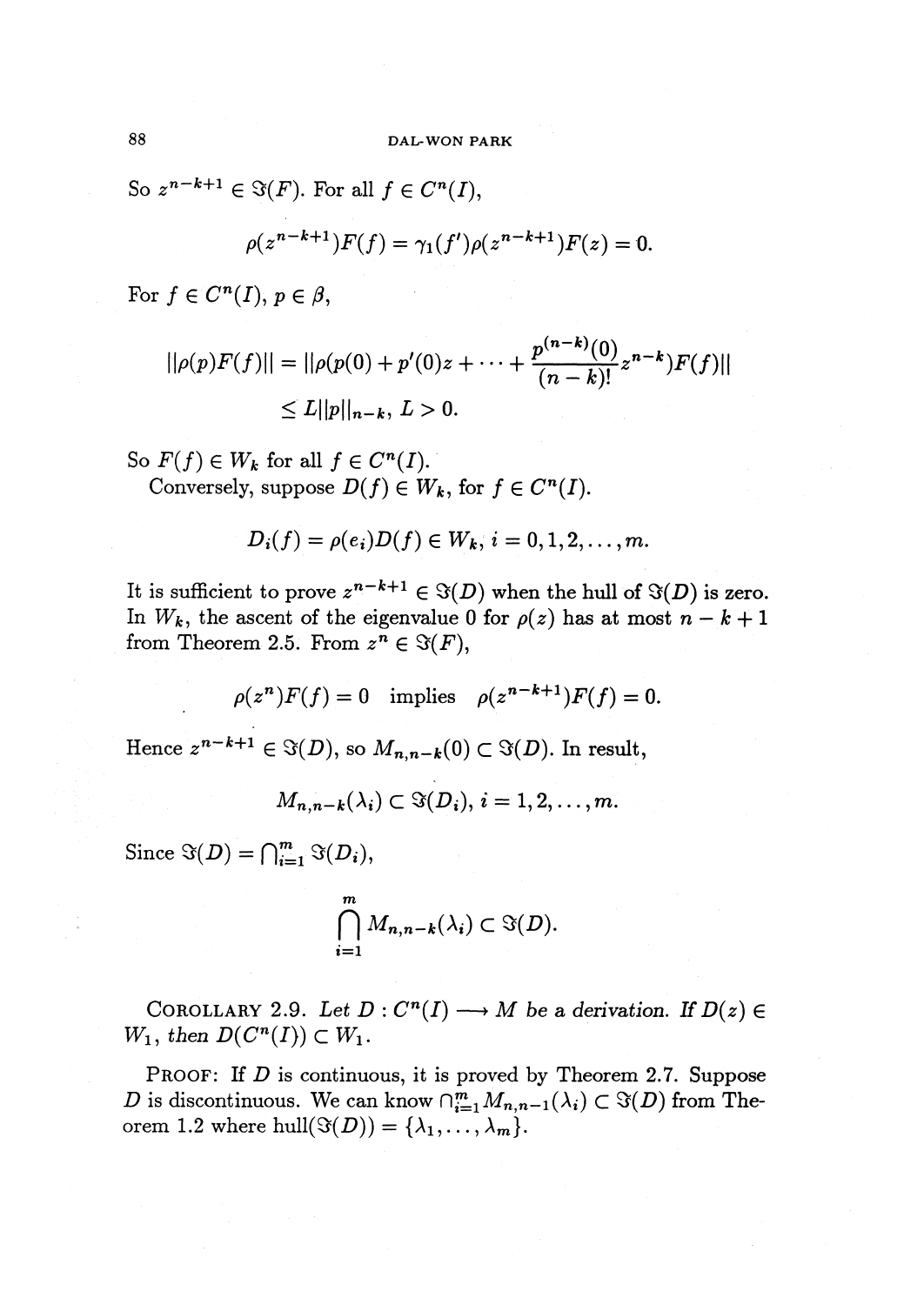So $z^{n-k+1} \in \Im(F)$. For all $f \in C^n(I)$,

$$\rho(z^{n-k+1})F(f) = \gamma_1(f')\rho(z^{n-k+1})F(z) = 0.$$

For $f \in C^n(I)$, $p \in \beta$,

$$\begin{aligned} ||\rho(p)F(f)|| &= ||\rho(p(0) + p'(0)z + \cdots + \frac{p^{(n-k)}(0)}{(n-k)!}z^{n-k})F(f)|| \\ &\leq L||p||_{n-k},\ L > 0. \end{aligned}$$

So $F(f) \in W_k$ for all $f \in C^n(I)$.

Conversely, suppose $D(f) \in W_k$, for $f \in C^n(I)$.

$$D_i(f) = \rho(e_i)D(f) \in W_k,\ i = 0, 1, 2, \ldots, m.$$

It is sufficient to prove $z^{n-k+1} \in \Im(D)$ when the hull of $\Im(D)$ is zero. In $W_k$, the ascent of the eigenvalue 0 for $\rho(z)$ has at most $n-k+1$ from Theorem 2.5. From $z^n \in \Im(F)$,

$$\rho(z^n)F(f) = 0 \quad \text{implies} \quad \rho(z^{n-k+1})F(f) = 0.$$

Hence $z^{n-k+1} \in \Im(D)$, so $M_{n,n-k}(0) \subset \Im(D)$. In result,

$$M_{n,n-k}(\lambda_i) \subset \Im(D_i),\ i = 1, 2, \ldots, m.$$

Since $\Im(D) = \bigcap_{i=1}^m \Im(D_i)$,

$$\bigcap_{i=1}^m M_{n,n-k}(\lambda_i) \subset \Im(D).$$

COROLLARY 2.9. *Let $D : C^n(I) \longrightarrow M$ be a derivation. If $D(z) \in W_1$, then $D(C^n(I)) \subset W_1$.*

PROOF: If $D$ is continuous, it is proved by Theorem 2.7. Suppose $D$ is discontinuous. We can know $\cap_{i=1}^m M_{n,n-1}(\lambda_i) \subset \Im(D)$ from Theorem 1.2 where $\text{hull}(\Im(D)) = \{\lambda_1, \ldots, \lambda_m\}$.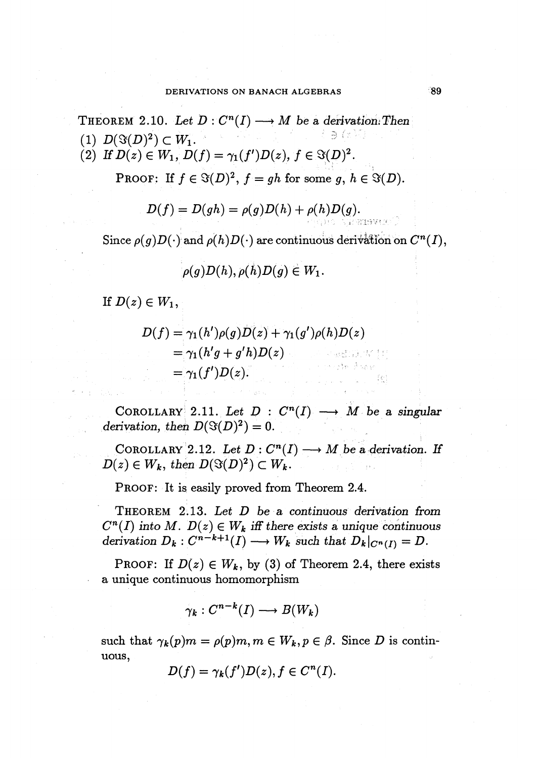**Theorem 2.10.** *Let $D : C^n(I) \longrightarrow M$ be a derivation. Then*

*(1) $D(\Im(D)^2) \subset W_1$.*

*(2) If $D(z) \in W_1$, $D(f) = \gamma_1(f')D(z)$, $f \in \Im(D)^2$.*

Proof: If $f \in \Im(D)^2$, $f = gh$ for some $g$, $h \in \Im(D)$.

$$D(f) = D(gh) = \rho(g)D(h) + \rho(h)D(g).$$

Since $\rho(g)D(\cdot)$ and $\rho(h)D(\cdot)$ are continuous derivation on $C^n(I)$,

$$\rho(g)D(h), \rho(h)D(g) \in W_1.$$

If $D(z) \in W_1$,

$$\begin{aligned} D(f) &= \gamma_1(h')\rho(g)D(z) + \gamma_1(g')\rho(h)D(z) \\ &= \gamma_1(h'g + g'h)D(z) \\ &= \gamma_1(f')D(z). \end{aligned}$$

**Corollary 2.11.** *Let $D : C^n(I) \longrightarrow M$ be a singular derivation, then $D(\Im(D)^2) = 0$.*

**Corollary 2.12.** *Let $D : C^n(I) \longrightarrow M$ be a derivation. If $D(z) \in W_k$, then $D(\Im(D)^2) \subset W_k$.*

Proof: It is easily proved from Theorem 2.4.

**Theorem 2.13.** *Let $D$ be a continuous derivation from $C^n(I)$ into $M$. $D(z) \in W_k$ iff there exists a unique continuous derivation $D_k : C^{n-k+1}(I) \longrightarrow W_k$ such that $D_k|_{C^n(I)} = D$.*

Proof: If $D(z) \in W_k$, by (3) of Theorem 2.4, there exists a unique continuous homomorphism

$$\gamma_k : C^{n-k}(I) \longrightarrow B(W_k)$$

such that $\gamma_k(p)m = \rho(p)m, m \in W_k, p \in \beta$. Since $D$ is continuous,

$$D(f) = \gamma_k(f')D(z), f \in C^n(I).$$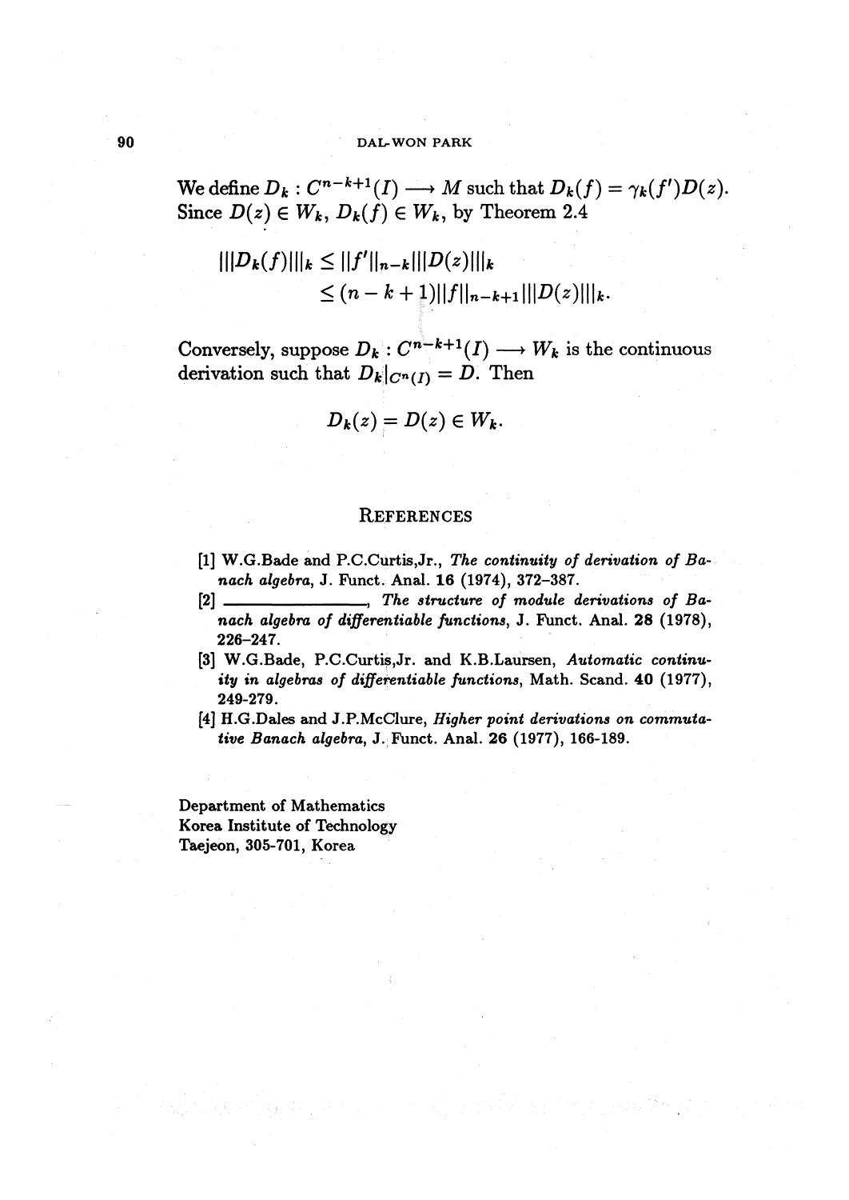We define $D_k : C^{n-k+1}(I) \longrightarrow M$ such that $D_k(f) = \gamma_k(f')D(z)$. Since $D(z) \in W_k$, $D_k(f) \in W_k$, by Theorem 2.4

$$\begin{aligned}
|||D_k(f)|||_k &\leq ||f'||_{n-k}|||D(z)|||_k \\
&\leq (n-k+1)||f||_{n-k+1}|||D(z)|||_k.
\end{aligned}$$

Conversely, suppose $D_k : C^{n-k+1}(I) \longrightarrow W_k$ is the continuous derivation such that $D_k|_{C^n(I)} = D$. Then

$$D_k(z) = D(z) \in W_k.$$

## REFERENCES

[1] W.G.Bade and P.C.Curtis,Jr., *The continuity of derivation of Banach algebra*, J. Funct. Anal. **16** (1974), 372–387.

[2] ______________, *The structure of module derivations of Banach algebra of differentiable functions*, J. Funct. Anal. **28** (1978), 226–247.

[3] W.G.Bade, P.C.Curtis,Jr. and K.B.Laursen, *Automatic continuity in algebras of differentiable functions*, Math. Scand. **40** (1977), 249-279.

[4] H.G.Dales and J.P.McClure, *Higher point derivations on commutative Banach algebra*, J. Funct. Anal. **26** (1977), 166-189.

Department of Mathematics
Korea Institute of Technology
Taejeon, 305-701, Korea